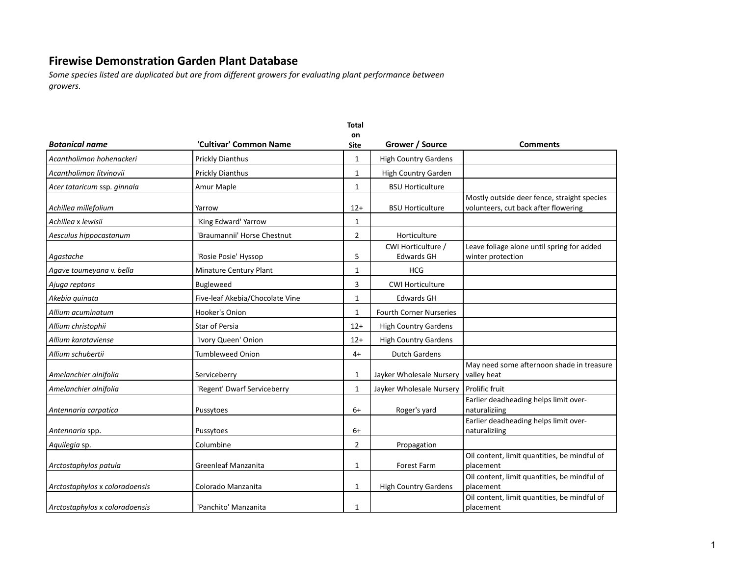# Firewise Demonstration Garden Plant Database

*Some species listed are duplicated but are from different growers for evaluating plant performance between growers.*

| ***Botanical name*** | **'Cultivar' Common Name** | **Total on Site** | **Grower / Source** | **Comments** |
|---|---|---|---|---|
| *Acantholimon hohenackeri* | Prickly Dianthus | 1 | High Country Gardens | |
| *Acantholimon litvinovii* | Prickly Dianthus | 1 | High Country Garden | |
| *Acer tataricum* ssp. *ginnala* | Amur Maple | 1 | BSU Horticulture | |
| *Achillea millefolium* | Yarrow | 12+ | BSU Horticulture | Mostly outside deer fence, straight species volunteers, cut back after flowering |
| *Achillea* x *lewisii* | 'King Edward' Yarrow | 1 | | |
| *Aesculus hippocastanum* | 'Braumannii' Horse Chestnut | 2 | Horticulture | |
| *Agastache* | 'Rosie Posie' Hyssop | 5 | CWI Horticulture / Edwards GH | Leave foliage alone until spring for added winter protection |
| *Agave toumeyana* v. *bella* | Minature Century Plant | 1 | HCG | |
| *Ajuga reptans* | Bugleweed | 3 | CWI Horticulture | |
| *Akebia quinata* | Five-leaf Akebia/Chocolate Vine | 1 | Edwards GH | |
| *Allium acuminatum* | Hooker's Onion | 1 | Fourth Corner Nurseries | |
| *Allium christophii* | Star of Persia | 12+ | High Country Gardens | |
| *Allium karataviense* | 'Ivory Queen' Onion | 12+ | High Country Gardens | |
| *Allium schubertii* | Tumbleweed Onion | 4+ | Dutch Gardens | |
| *Amelanchier alnifolia* | Serviceberry | 1 | Jayker Wholesale Nursery | May need some afternoon shade in treasure valley heat |
| *Amelanchier alnifolia* | 'Regent' Dwarf Serviceberry | 1 | Jayker Wholesale Nursery | Prolific fruit |
| *Antennaria carpatica* | Pussytoes | 6+ | Roger's yard | Earlier deadheading helps limit over-naturaliziing |
| *Antennaria* spp. | Pussytoes | 6+ | | Earlier deadheading helps limit over-naturaliziing |
| *Aquilegia* sp. | Columbine | 2 | Propagation | |
| *Arctostaphylos patula* | Greenleaf Manzanita | 1 | Forest Farm | Oil content, limit quantities, be mindful of placement |
| *Arctostaphylos* x *coloradoensis* | Colorado Manzanita | 1 | High Country Gardens | Oil content, limit quantities, be mindful of placement |
| *Arctostaphylos* x *coloradoensis* | 'Panchito' Manzanita | 1 | | Oil content, limit quantities, be mindful of placement |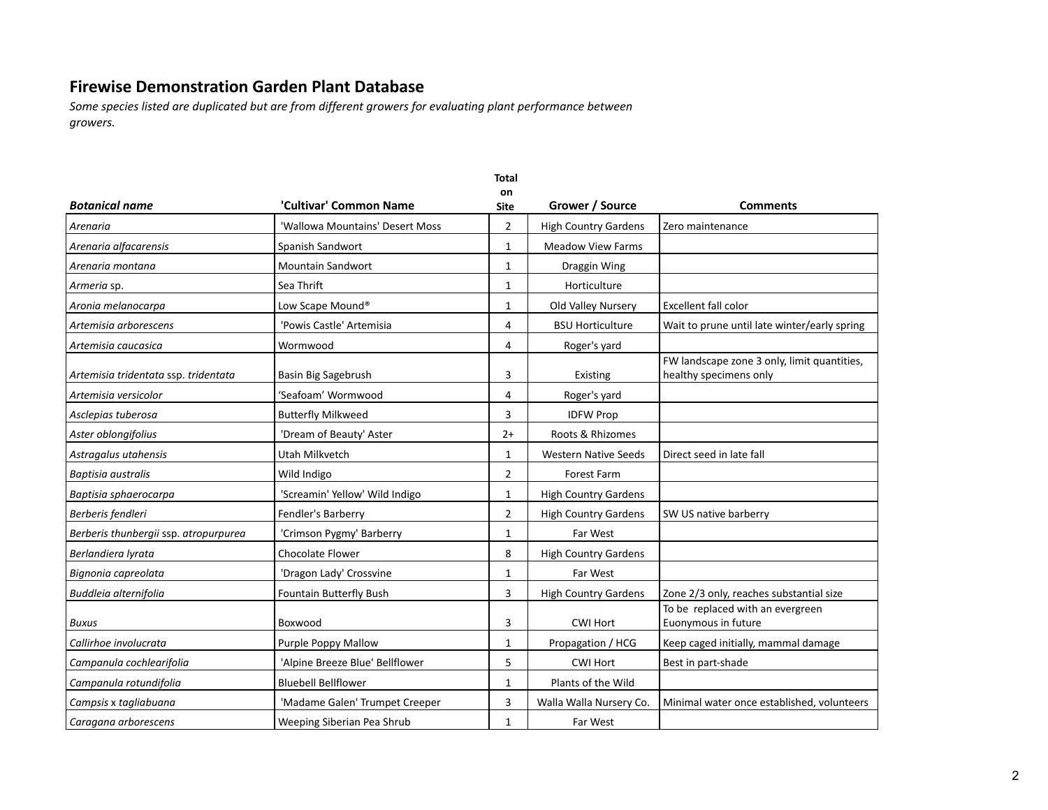## Firewise Demonstration Garden Plant Database

*Some species listed are duplicated but are from different growers for evaluating plant performance between growers.*

| ***Botanical name*** | **'Cultivar' Common Name** | **Total on Site** | **Grower / Source** | **Comments** |
|---|---|---|---|---|
| *Arenaria* | 'Wallowa Mountains' Desert Moss | 2 | High Country Gardens | Zero maintenance |
| *Arenaria alfacarensis* | Spanish Sandwort | 1 | Meadow View Farms | |
| *Arenaria montana* | Mountain Sandwort | 1 | Draggin Wing | |
| *Armeria* sp. | Sea Thrift | 1 | Horticulture | |
| *Aronia melanocarpa* | Low Scape Mound® | 1 | Old Valley Nursery | Excellent fall color |
| *Artemisia arborescens* | 'Powis Castle' Artemisia | 4 | BSU Horticulture | Wait to prune until late winter/early spring |
| *Artemisia caucasica* | Wormwood | 4 | Roger's yard | |
| *Artemisia tridentata* ssp. *tridentata* | Basin Big Sagebrush | 3 | Existing | FW landscape zone 3 only, limit quantities, healthy specimens only |
| *Artemisia versicolor* | 'Seafoam' Wormwood | 4 | Roger's yard | |
| *Asclepias tuberosa* | Butterfly Milkweed | 3 | IDFW Prop | |
| *Aster oblongifolius* | 'Dream of Beauty' Aster | 2+ | Roots & Rhizomes | |
| *Astragalus utahensis* | Utah Milkvetch | 1 | Western Native Seeds | Direct seed in late fall |
| *Baptisia australis* | Wild Indigo | 2 | Forest Farm | |
| *Baptisia sphaerocarpa* | 'Screamin' Yellow' Wild Indigo | 1 | High Country Gardens | |
| *Berberis fendleri* | Fendler's Barberry | 2 | High Country Gardens | SW US native barberry |
| *Berberis thunbergii* ssp. *atropurpurea* | 'Crimson Pygmy' Barberry | 1 | Far West | |
| *Berlandiera lyrata* | Chocolate Flower | 8 | High Country Gardens | |
| *Bignonia capreolata* | 'Dragon Lady' Crossvine | 1 | Far West | |
| *Buddleia alternifolia* | Fountain Butterfly Bush | 3 | High Country Gardens | Zone 2/3 only, reaches substantial size |
| *Buxus* | Boxwood | 3 | CWI Hort | To be replaced with an evergreen Euonymous in future |
| *Callirhoe involucrata* | Purple Poppy Mallow | 1 | Propagation / HCG | Keep caged initially, mammal damage |
| *Campanula cochlearifolia* | 'Alpine Breeze Blue' Bellflower | 5 | CWI Hort | Best in part-shade |
| *Campanula rotundifolia* | Bluebell Bellflower | 1 | Plants of the Wild | |
| *Campsis* x *tagliabuana* | 'Madame Galen' Trumpet Creeper | 3 | Walla Walla Nursery Co. | Minimal water once established, volunteers |
| *Caragana arborescens* | Weeping Siberian Pea Shrub | 1 | Far West | |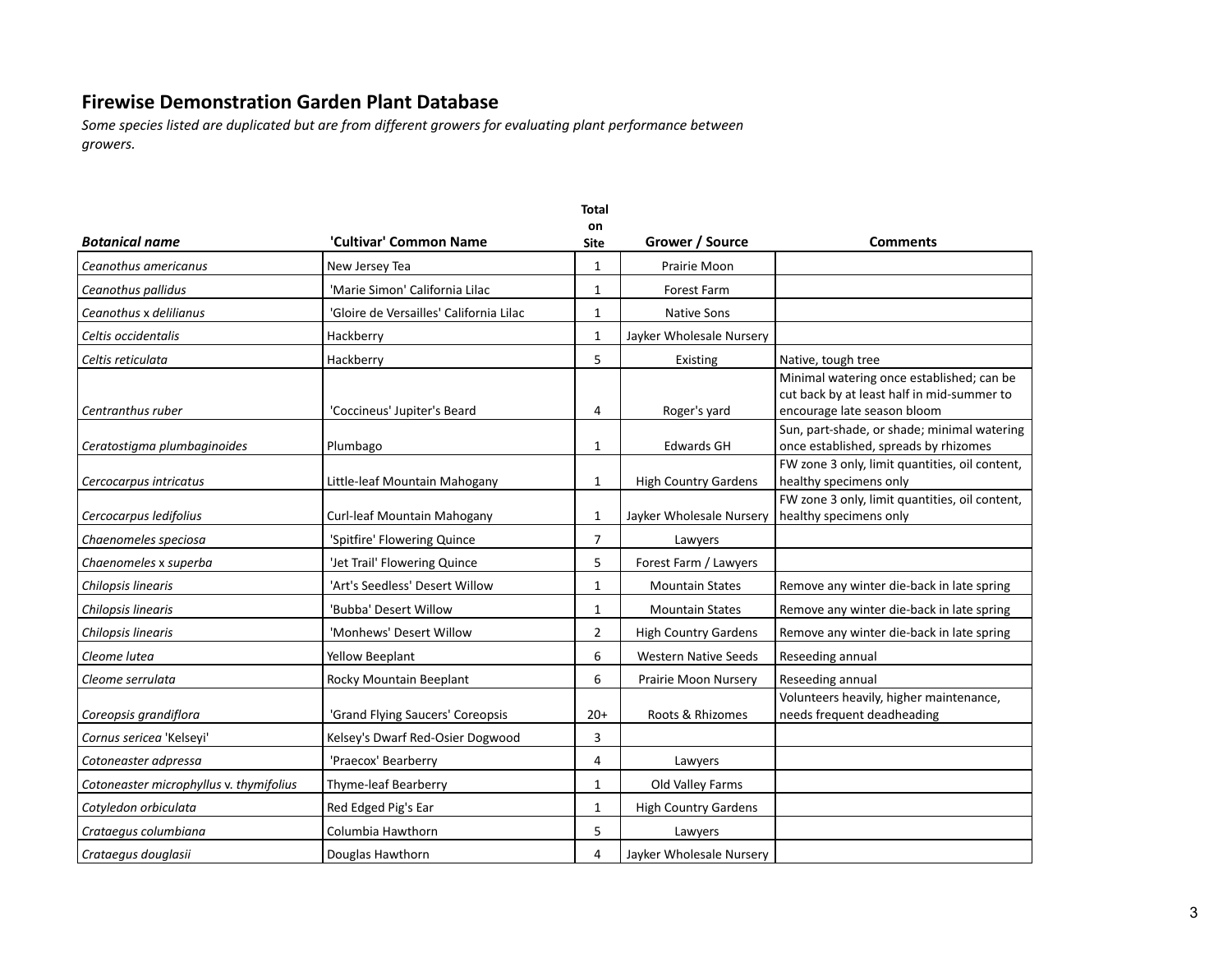## Firewise Demonstration Garden Plant Database

*Some species listed are duplicated but are from different growers for evaluating plant performance between growers.*

| ***Botanical name*** | **'Cultivar' Common Name** | **Total on Site** | **Grower / Source** | **Comments** |
|---|---|---|---|---|
| *Ceanothus americanus* | New Jersey Tea | 1 | Prairie Moon | |
| *Ceanothus pallidus* | 'Marie Simon' California Lilac | 1 | Forest Farm | |
| *Ceanothus* x *delilianus* | 'Gloire de Versailles' California Lilac | 1 | Native Sons | |
| *Celtis occidentalis* | Hackberry | 1 | Jayker Wholesale Nursery | |
| *Celtis reticulata* | Hackberry | 5 | Existing | Native, tough tree |
| *Centranthus ruber* | 'Coccineus' Jupiter's Beard | 4 | Roger's yard | Minimal watering once established; can be cut back by at least half in mid-summer to encourage late season bloom |
| *Ceratostigma plumbaginoides* | Plumbago | 1 | Edwards GH | Sun, part-shade, or shade; minimal watering once established, spreads by rhizomes |
| *Cercocarpus intricatus* | Little-leaf Mountain Mahogany | 1 | High Country Gardens | FW zone 3 only, limit quantities, oil content, healthy specimens only |
| *Cercocarpus ledifolius* | Curl-leaf Mountain Mahogany | 1 | Jayker Wholesale Nursery | FW zone 3 only, limit quantities, oil content, healthy specimens only |
| *Chaenomeles speciosa* | 'Spitfire' Flowering Quince | 7 | Lawyers | |
| *Chaenomeles* x *superba* | 'Jet Trail' Flowering Quince | 5 | Forest Farm / Lawyers | |
| *Chilopsis linearis* | 'Art's Seedless' Desert Willow | 1 | Mountain States | Remove any winter die-back in late spring |
| *Chilopsis linearis* | 'Bubba' Desert Willow | 1 | Mountain States | Remove any winter die-back in late spring |
| *Chilopsis linearis* | 'Monhews' Desert Willow | 2 | High Country Gardens | Remove any winter die-back in late spring |
| *Cleome lutea* | Yellow Beeplant | 6 | Western Native Seeds | Reseeding annual |
| *Cleome serrulata* | Rocky Mountain Beeplant | 6 | Prairie Moon Nursery | Reseeding annual |
| *Coreopsis grandiflora* | 'Grand Flying Saucers' Coreopsis | 20+ | Roots & Rhizomes | Volunteers heavily, higher maintenance, needs frequent deadheading |
| *Cornus sericea* 'Kelseyi' | Kelsey's Dwarf Red-Osier Dogwood | 3 | | |
| *Cotoneaster adpressa* | 'Praecox' Bearberry | 4 | Lawyers | |
| *Cotoneaster microphyllus* v. *thymifolius* | Thyme-leaf Bearberry | 1 | Old Valley Farms | |
| *Cotyledon orbiculata* | Red Edged Pig's Ear | 1 | High Country Gardens | |
| *Crataegus columbiana* | Columbia Hawthorn | 5 | Lawyers | |
| *Crataegus douglasii* | Douglas Hawthorn | 4 | Jayker Wholesale Nursery | |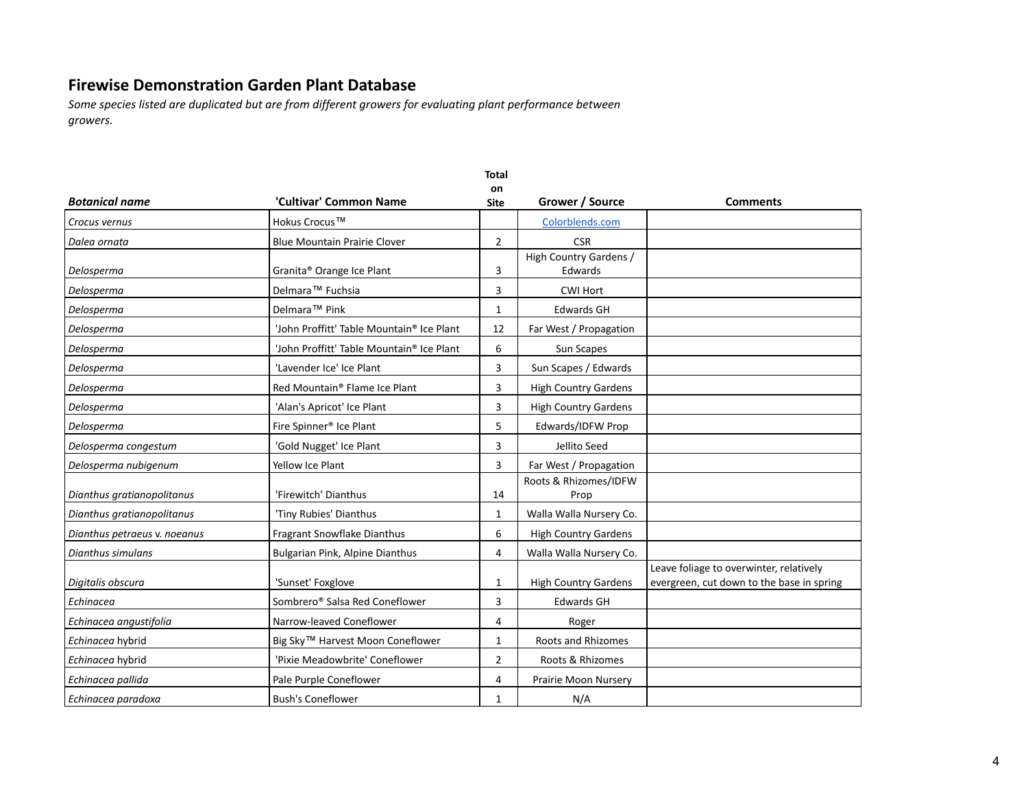## Firewise Demonstration Garden Plant Database

*Some species listed are duplicated but are from different growers for evaluating plant performance between growers.*

| *Botanical name* | 'Cultivar' Common Name | Total on Site | Grower / Source | Comments |
|---|---|---|---|---|
| *Crocus vernus* | Hokus Crocus™ | | Colorblends.com | |
| *Dalea ornata* | Blue Mountain Prairie Clover | 2 | CSR | |
| *Delosperma* | Granita® Orange Ice Plant | 3 | High Country Gardens / Edwards | |
| *Delosperma* | Delmara™ Fuchsia | 3 | CWI Hort | |
| *Delosperma* | Delmara™ Pink | 1 | Edwards GH | |
| *Delosperma* | 'John Proffitt' Table Mountain® Ice Plant | 12 | Far West / Propagation | |
| *Delosperma* | 'John Proffitt' Table Mountain® Ice Plant | 6 | Sun Scapes | |
| *Delosperma* | 'Lavender Ice' Ice Plant | 3 | Sun Scapes / Edwards | |
| *Delosperma* | Red Mountain® Flame Ice Plant | 3 | High Country Gardens | |
| *Delosperma* | 'Alan's Apricot' Ice Plant | 3 | High Country Gardens | |
| *Delosperma* | Fire Spinner® Ice Plant | 5 | Edwards/IDFW Prop | |
| *Delosperma congestum* | 'Gold Nugget' Ice Plant | 3 | Jellito Seed | |
| *Delosperma nubigenum* | Yellow Ice Plant | 3 | Far West / Propagation | |
| *Dianthus gratianopolitanus* | 'Firewitch' Dianthus | 14 | Roots & Rhizomes/IDFW Prop | |
| *Dianthus gratianopolitanus* | 'Tiny Rubies' Dianthus | 1 | Walla Walla Nursery Co. | |
| *Dianthus petraeus* v. *noeanus* | Fragrant Snowflake Dianthus | 6 | High Country Gardens | |
| *Dianthus simulans* | Bulgarian Pink, Alpine Dianthus | 4 | Walla Walla Nursery Co. | |
| *Digitalis obscura* | 'Sunset' Foxglove | 1 | High Country Gardens | Leave foliage to overwinter, relatively evergreen, cut down to the base in spring |
| *Echinacea* | Sombrero® Salsa Red Coneflower | 3 | Edwards GH | |
| *Echinacea angustifolia* | Narrow-leaved Coneflower | 4 | Roger | |
| *Echinacea* hybrid | Big Sky™ Harvest Moon Coneflower | 1 | Roots and Rhizomes | |
| *Echinacea* hybrid | 'Pixie Meadowbrite' Coneflower | 2 | Roots & Rhizomes | |
| *Echinacea pallida* | Pale Purple Coneflower | 4 | Prairie Moon Nursery | |
| *Echinacea paradoxa* | Bush's Coneflower | 1 | N/A | |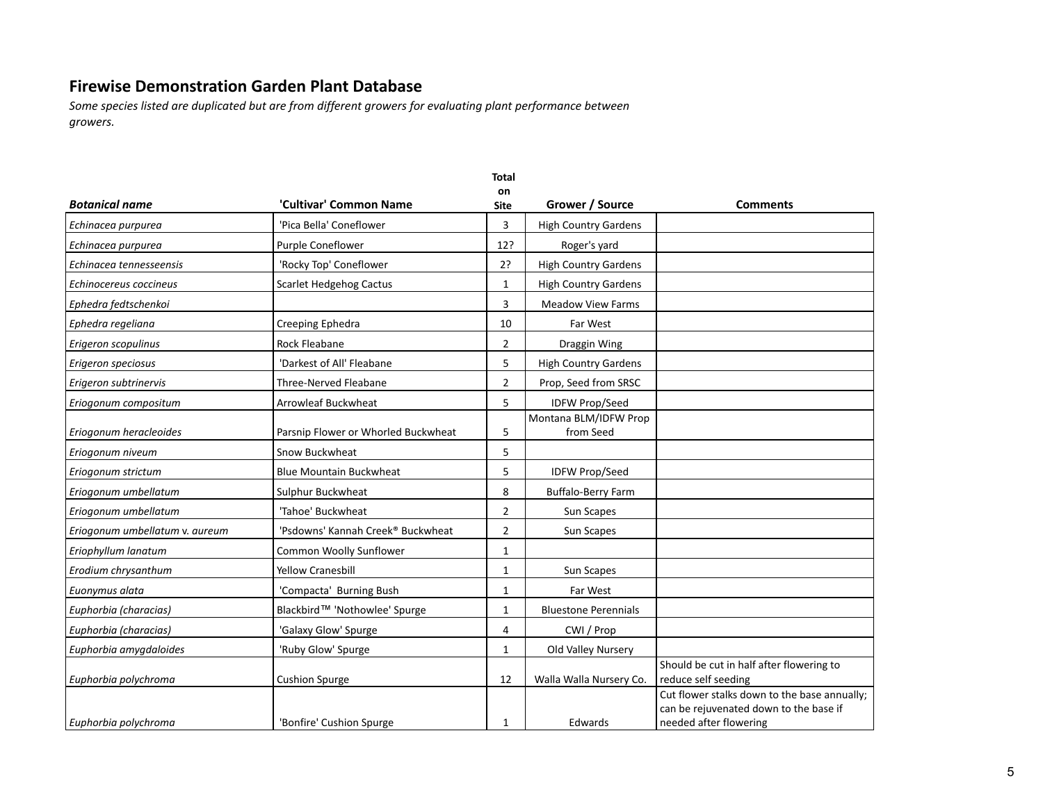## Firewise Demonstration Garden Plant Database

*Some species listed are duplicated but are from different growers for evaluating plant performance between growers.*

| *Botanical name* | 'Cultivar' Common Name | Total on Site | Grower / Source | Comments |
|---|---|---|---|---|
| *Echinacea purpurea* | 'Pica Bella' Coneflower | 3 | High Country Gardens | |
| *Echinacea purpurea* | Purple Coneflower | 12? | Roger's yard | |
| *Echinacea tennesseensis* | 'Rocky Top' Coneflower | 2? | High Country Gardens | |
| *Echinocereus coccineus* | Scarlet Hedgehog Cactus | 1 | High Country Gardens | |
| *Ephedra fedtschenkoi* | | 3 | Meadow View Farms | |
| *Ephedra regeliana* | Creeping Ephedra | 10 | Far West | |
| *Erigeron scopulinus* | Rock Fleabane | 2 | Draggin Wing | |
| *Erigeron speciosus* | 'Darkest of All' Fleabane | 5 | High Country Gardens | |
| *Erigeron subtrinervis* | Three-Nerved Fleabane | 2 | Prop, Seed from SRSC | |
| *Eriogonum compositum* | Arrowleaf Buckwheat | 5 | IDFW Prop/Seed | |
| *Eriogonum heracleoides* | Parsnip Flower or Whorled Buckwheat | 5 | Montana BLM/IDFW Prop from Seed | |
| *Eriogonum niveum* | Snow Buckwheat | 5 | | |
| *Eriogonum strictum* | Blue Mountain Buckwheat | 5 | IDFW Prop/Seed | |
| *Eriogonum umbellatum* | Sulphur Buckwheat | 8 | Buffalo-Berry Farm | |
| *Eriogonum umbellatum* | 'Tahoe' Buckwheat | 2 | Sun Scapes | |
| *Eriogonum umbellatum v. aureum* | 'Psdowns' Kannah Creek® Buckwheat | 2 | Sun Scapes | |
| *Eriophyllum lanatum* | Common Woolly Sunflower | 1 | | |
| *Erodium chrysanthum* | Yellow Cranesbill | 1 | Sun Scapes | |
| *Euonymus alata* | 'Compacta' Burning Bush | 1 | Far West | |
| *Euphorbia (characias)* | Blackbird™ 'Nothowlee' Spurge | 1 | Bluestone Perennials | |
| *Euphorbia (characias)* | 'Galaxy Glow' Spurge | 4 | CWI / Prop | |
| *Euphorbia amygdaloides* | 'Ruby Glow' Spurge | 1 | Old Valley Nursery | |
| *Euphorbia polychroma* | Cushion Spurge | 12 | Walla Walla Nursery Co. | Should be cut in half after flowering to reduce self seeding |
| *Euphorbia polychroma* | 'Bonfire' Cushion Spurge | 1 | Edwards | Cut flower stalks down to the base annually; can be rejuvenated down to the base if needed after flowering |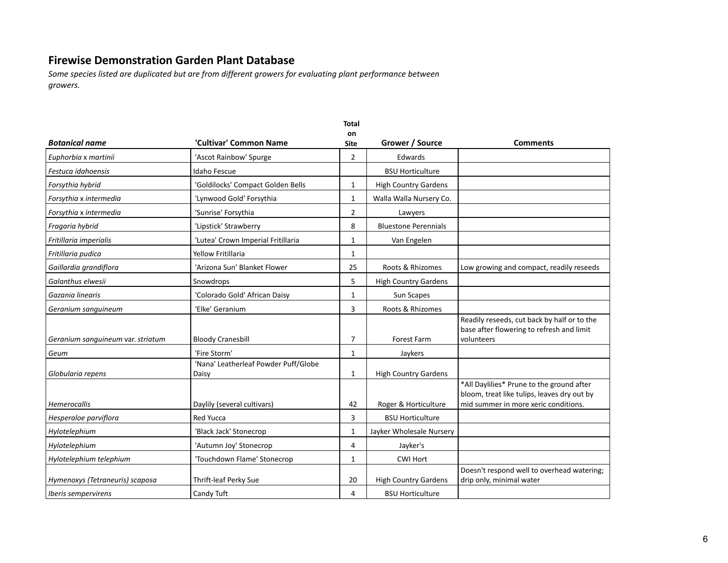## Firewise Demonstration Garden Plant Database

*Some species listed are duplicated but are from different growers for evaluating plant performance between growers.*

| *Botanical name* | 'Cultivar' Common Name | Total on Site | Grower / Source | Comments |
|---|---|---|---|---|
| *Euphorbia* x *martinii* | 'Ascot Rainbow' Spurge | 2 | Edwards | |
| *Festuca idahoensis* | Idaho Fescue | | BSU Horticulture | |
| *Forsythia hybrid* | 'Goldilocks' Compact Golden Bells | 1 | High Country Gardens | |
| *Forsythia* x *intermedia* | 'Lynwood Gold' Forsythia | 1 | Walla Walla Nursery Co. | |
| *Forsythia* x *intermedia* | 'Sunrise' Forsythia | 2 | Lawyers | |
| *Fragaria hybrid* | 'Lipstick' Strawberry | 8 | Bluestone Perennials | |
| *Fritillaria imperialis* | 'Lutea' Crown Imperial Fritillaria | 1 | Van Engelen | |
| *Fritillaria pudica* | Yellow Fritillaria | 1 | | |
| *Gaillardia grandiflora* | 'Arizona Sun' Blanket Flower | 25 | Roots & Rhizomes | Low growing and compact, readily reseeds |
| *Galanthus elwesii* | Snowdrops | 5 | High Country Gardens | |
| *Gazania linearis* | 'Colorado Gold' African Daisy | 1 | Sun Scapes | |
| *Geranium sanguineum* | 'Elke' Geranium | 3 | Roots & Rhizomes | |
| *Geranium sanguineum var. striatum* | Bloody Cranesbill | 7 | Forest Farm | Readily reseeds, cut back by half or to the base after flowering to refresh and limit volunteers |
| *Geum* | 'Fire Storm' | 1 | Jaykers | |
| *Globularia repens* | 'Nana' Leatherleaf Powder Puff/Globe Daisy | 1 | High Country Gardens | |
| *Hemerocallis* | Daylily (several cultivars) | 42 | Roger & Horticulture | *All Daylilies* Prune to the ground after bloom, treat like tulips, leaves dry out by mid summer in more xeric conditions. |
| *Hesperaloe parviflora* | Red Yucca | 3 | BSU Horticulture | |
| *Hylotelephium* | 'Black Jack' Stonecrop | 1 | Jayker Wholesale Nursery | |
| *Hylotelephium* | 'Autumn Joy' Stonecrop | 4 | Jayker's | |
| *Hylotelephium telephium* | 'Touchdown Flame' Stonecrop | 1 | CWI Hort | |
| *Hymenoxys (Tetraneuris) scaposa* | Thrift-leaf Perky Sue | 20 | High Country Gardens | Doesn't respond well to overhead watering; drip only, minimal water |
| *Iberis sempervirens* | Candy Tuft | 4 | BSU Horticulture | |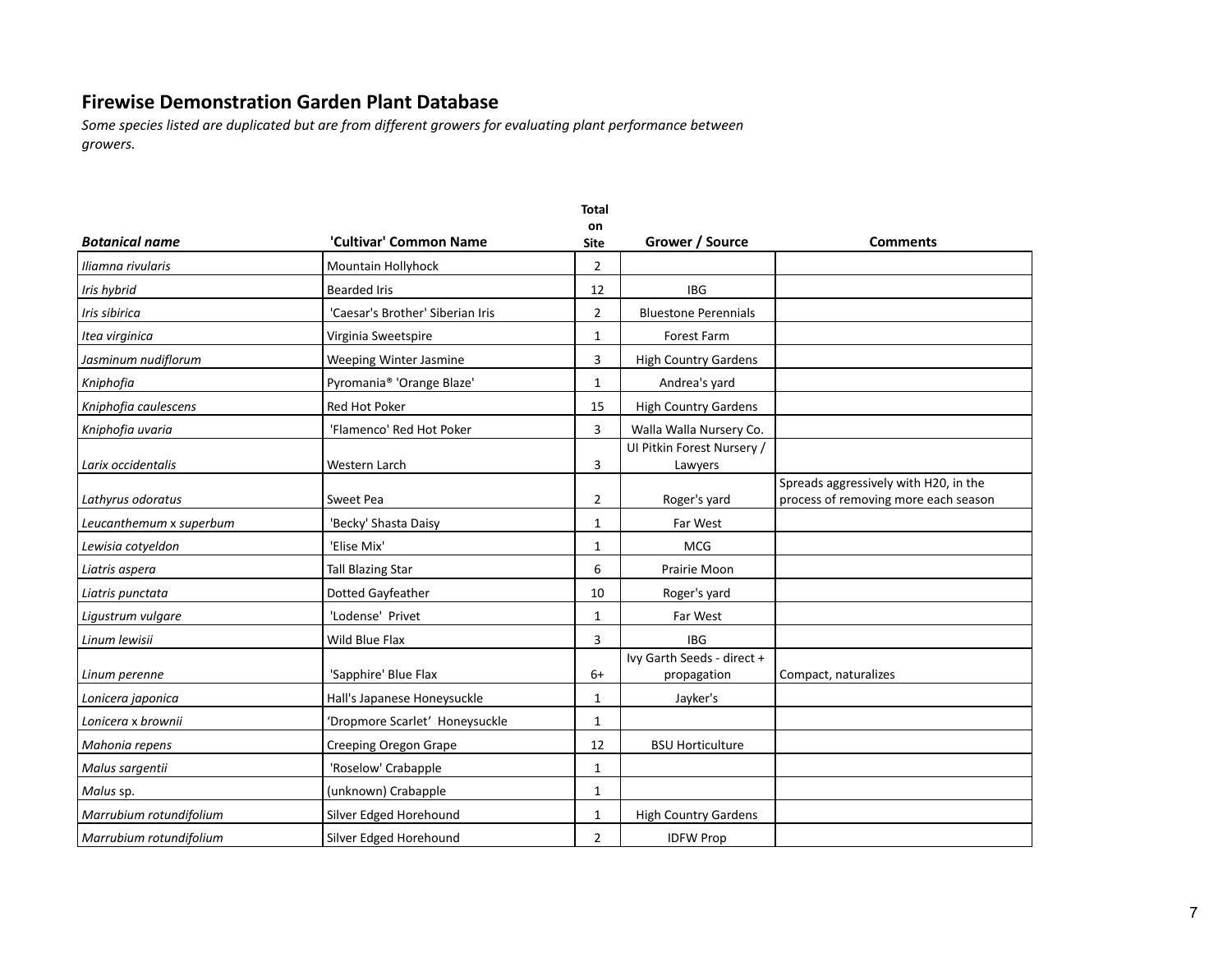## Firewise Demonstration Garden Plant Database

*Some species listed are duplicated but are from different growers for evaluating plant performance between growers.*

| ***Botanical name*** | **'Cultivar' Common Name** | **Total on Site** | **Grower / Source** | **Comments** |
|---|---|---|---|---|
| *Iliamna rivularis* | Mountain Hollyhock | 2 | | |
| *Iris hybrid* | Bearded Iris | 12 | IBG | |
| *Iris sibirica* | 'Caesar's Brother' Siberian Iris | 2 | Bluestone Perennials | |
| *Itea virginica* | Virginia Sweetspire | 1 | Forest Farm | |
| *Jasminum nudiflorum* | Weeping Winter Jasmine | 3 | High Country Gardens | |
| *Kniphofia* | Pyromania® 'Orange Blaze' | 1 | Andrea's yard | |
| *Kniphofia caulescens* | Red Hot Poker | 15 | High Country Gardens | |
| *Kniphofia uvaria* | 'Flamenco' Red Hot Poker | 3 | Walla Walla Nursery Co. | |
| *Larix occidentalis* | Western Larch | 3 | UI Pitkin Forest Nursery / Lawyers | |
| *Lathyrus odoratus* | Sweet Pea | 2 | Roger's yard | Spreads aggressively with H20, in the process of removing more each season |
| *Leucanthemum x superbum* | 'Becky' Shasta Daisy | 1 | Far West | |
| *Lewisia cotyeldon* | 'Elise Mix' | 1 | MCG | |
| *Liatris aspera* | Tall Blazing Star | 6 | Prairie Moon | |
| *Liatris punctata* | Dotted Gayfeather | 10 | Roger's yard | |
| *Ligustrum vulgare* | 'Lodense' Privet | 1 | Far West | |
| *Linum lewisii* | Wild Blue Flax | 3 | IBG | |
| *Linum perenne* | 'Sapphire' Blue Flax | 6+ | Ivy Garth Seeds - direct + propagation | Compact, naturalizes |
| *Lonicera japonica* | Hall's Japanese Honeysuckle | 1 | Jayker's | |
| *Lonicera x brownii* | 'Dropmore Scarlet' Honeysuckle | 1 | | |
| *Mahonia repens* | Creeping Oregon Grape | 12 | BSU Horticulture | |
| *Malus sargentii* | 'Roselow' Crabapple | 1 | | |
| *Malus* sp. | (unknown) Crabapple | 1 | | |
| *Marrubium rotundifolium* | Silver Edged Horehound | 1 | High Country Gardens | |
| *Marrubium rotundifolium* | Silver Edged Horehound | 2 | IDFW Prop | |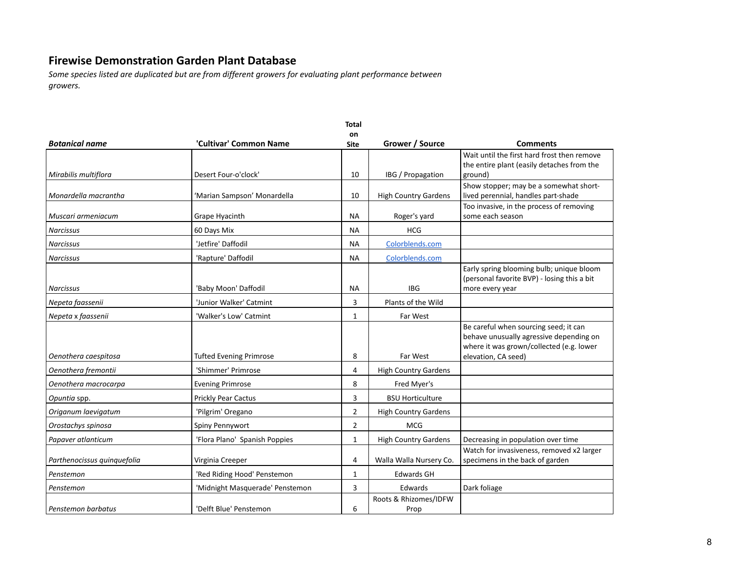## Firewise Demonstration Garden Plant Database

*Some species listed are duplicated but are from different growers for evaluating plant performance between growers.*

| ***Botanical name*** | **'Cultivar' Common Name** | **Total on Site** | **Grower / Source** | **Comments** |
|---|---|---|---|---|
| *Mirabilis multiflora* | Desert Four-o'clock' | 10 | IBG / Propagation | Wait until the first hard frost then remove the entire plant (easily detaches from the ground) |
| *Monardella macrantha* | 'Marian Sampson' Monardella | 10 | High Country Gardens | Show stopper; may be a somewhat short-lived perennial, handles part-shade |
| *Muscari armeniacum* | Grape Hyacinth | NA | Roger's yard | Too invasive, in the process of removing some each season |
| *Narcissus* | 60 Days Mix | NA | HCG | |
| *Narcissus* | 'Jetfire' Daffodil | NA | Colorblends.com | |
| *Narcissus* | 'Rapture' Daffodil | NA | Colorblends.com | |
| *Narcissus* | 'Baby Moon' Daffodil | NA | IBG | Early spring blooming bulb; unique bloom (personal favorite BVP) - losing this a bit more every year |
| *Nepeta faassenii* | 'Junior Walker' Catmint | 3 | Plants of the Wild | |
| *Nepeta x faassenii* | 'Walker's Low' Catmint | 1 | Far West | |
| *Oenothera caespitosa* | Tufted Evening Primrose | 8 | Far West | Be careful when sourcing seed; it can behave unusually agressive depending on where it was grown/collected (e.g. lower elevation, CA seed) |
| *Oenothera fremontii* | 'Shimmer' Primrose | 4 | High Country Gardens | |
| *Oenothera macrocarpa* | Evening Primrose | 8 | Fred Myer's | |
| *Opuntia* spp. | Prickly Pear Cactus | 3 | BSU Horticulture | |
| *Origanum laevigatum* | 'Pilgrim' Oregano | 2 | High Country Gardens | |
| *Orostachys spinosa* | Spiny Pennywort | 2 | MCG | |
| *Papaver atlanticum* | 'Flora Plano' Spanish Poppies | 1 | High Country Gardens | Decreasing in population over time |
| *Parthenocissus quinquefolia* | Virginia Creeper | 4 | Walla Walla Nursery Co. | Watch for invasiveness, removed x2 larger specimens in the back of garden |
| *Penstemon* | 'Red Riding Hood' Penstemon | 1 | Edwards GH | |
| *Penstemon* | 'Midnight Masquerade' Penstemon | 3 | Edwards | Dark foliage |
| *Penstemon barbatus* | 'Delft Blue' Penstemon | 6 | Roots & Rhizomes/IDFW Prop | |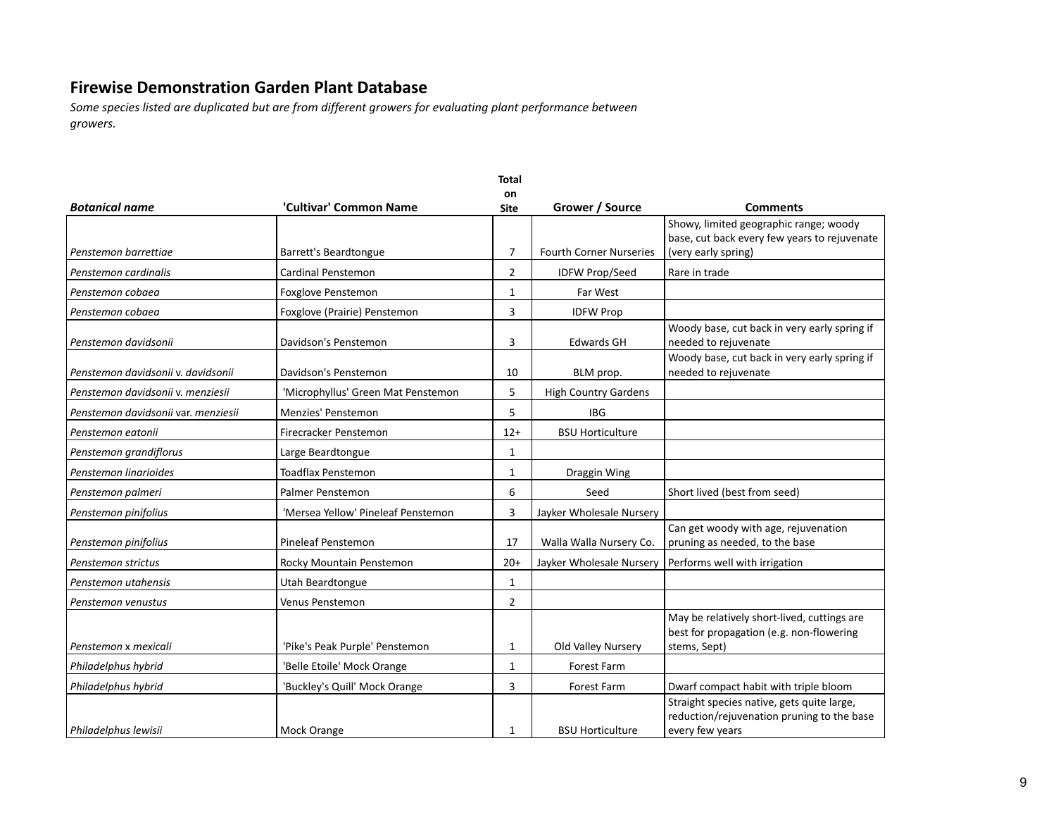## Firewise Demonstration Garden Plant Database

*Some species listed are duplicated but are from different growers for evaluating plant performance between growers.*

| *Botanical name* | 'Cultivar' Common Name | Total on Site | Grower / Source | Comments |
|---|---|---|---|---|
| *Penstemon barrettiae* | Barrett's Beardtongue | 7 | Fourth Corner Nurseries | Showy, limited geographic range; woody base, cut back every few years to rejuvenate (very early spring) |
| *Penstemon cardinalis* | Cardinal Penstemon | 2 | IDFW Prop/Seed | Rare in trade |
| *Penstemon cobaea* | Foxglove Penstemon | 1 | Far West | |
| *Penstemon cobaea* | Foxglove (Prairie) Penstemon | 3 | IDFW Prop | |
| *Penstemon davidsonii* | Davidson's Penstemon | 3 | Edwards GH | Woody base, cut back in very early spring if needed to rejuvenate |
| *Penstemon davidsonii v. davidsonii* | Davidson's Penstemon | 10 | BLM prop. | Woody base, cut back in very early spring if needed to rejuvenate |
| *Penstemon davidsonii v. menziesii* | 'Microphyllus' Green Mat Penstemon | 5 | High Country Gardens | |
| *Penstemon davidsonii var. menziesii* | Menzies' Penstemon | 5 | IBG | |
| *Penstemon eatonii* | Firecracker Penstemon | 12+ | BSU Horticulture | |
| *Penstemon grandiflorus* | Large Beardtongue | 1 | | |
| *Penstemon linarioides* | Toadflax Penstemon | 1 | Draggin Wing | |
| *Penstemon palmeri* | Palmer Penstemon | 6 | Seed | Short lived (best from seed) |
| *Penstemon pinifolius* | 'Mersea Yellow' Pineleaf Penstemon | 3 | Jayker Wholesale Nursery | |
| *Penstemon pinifolius* | Pineleaf Penstemon | 17 | Walla Walla Nursery Co. | Can get woody with age, rejuvenation pruning as needed, to the base |
| *Penstemon strictus* | Rocky Mountain Penstemon | 20+ | Jayker Wholesale Nursery | Performs well with irrigation |
| *Penstemon utahensis* | Utah Beardtongue | 1 | | |
| *Penstemon venustus* | Venus Penstemon | 2 | | |
| *Penstemon x mexicali* | 'Pike's Peak Purple' Penstemon | 1 | Old Valley Nursery | May be relatively short-lived, cuttings are best for propagation (e.g. non-flowering stems, Sept) |
| *Philadelphus hybrid* | 'Belle Etoile' Mock Orange | 1 | Forest Farm | |
| *Philadelphus hybrid* | 'Buckley's Quill' Mock Orange | 3 | Forest Farm | Dwarf compact habit with triple bloom |
| *Philadelphus lewisii* | Mock Orange | 1 | BSU Horticulture | Straight species native, gets quite large, reduction/rejuvenation pruning to the base every few years |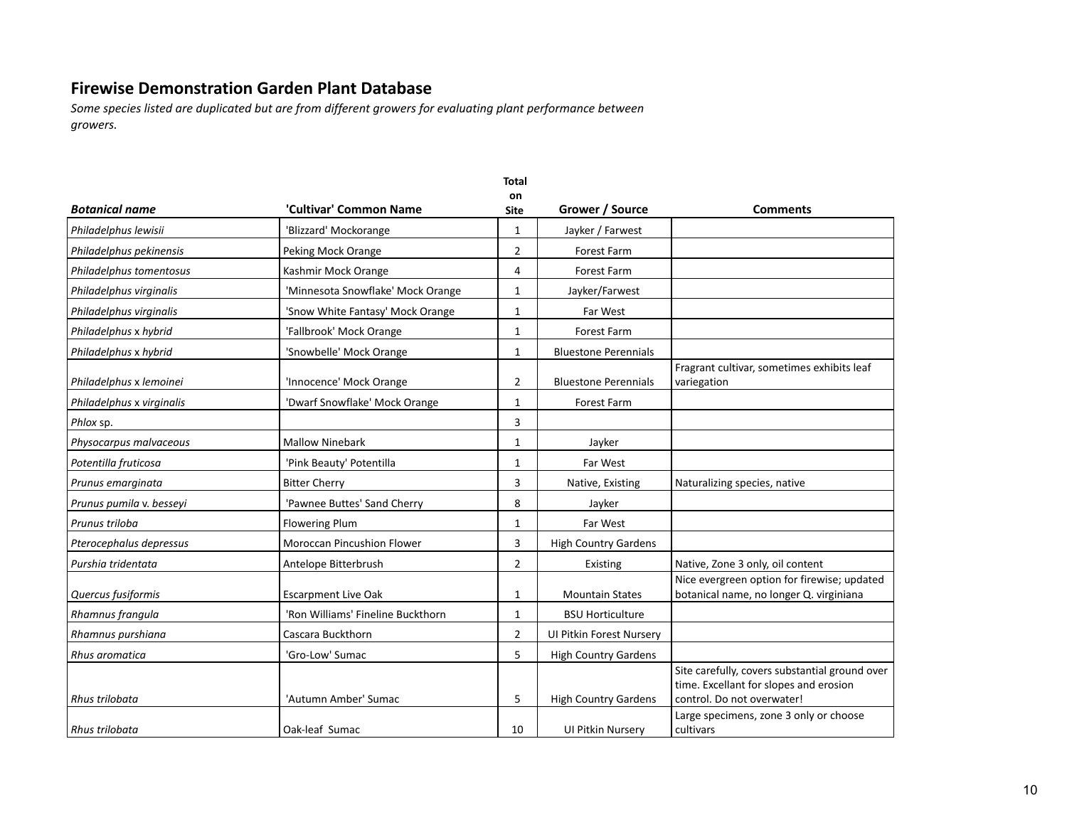**Firewise Demonstration Garden Plant Database**

*Some species listed are duplicated but are from different growers for evaluating plant performance between growers.*

| ***Botanical name*** | **'Cultivar' Common Name** | **Total on Site** | **Grower / Source** | **Comments** |
|---|---|---|---|---|
| *Philadelphus lewisii* | 'Blizzard' Mockorange | 1 | Jayker / Farwest | |
| *Philadelphus pekinensis* | Peking Mock Orange | 2 | Forest Farm | |
| *Philadelphus tomentosus* | Kashmir Mock Orange | 4 | Forest Farm | |
| *Philadelphus virginalis* | 'Minnesota Snowflake' Mock Orange | 1 | Jayker/Farwest | |
| *Philadelphus virginalis* | 'Snow White Fantasy' Mock Orange | 1 | Far West | |
| *Philadelphus x hybrid* | 'Fallbrook' Mock Orange | 1 | Forest Farm | |
| *Philadelphus x hybrid* | 'Snowbelle' Mock Orange | 1 | Bluestone Perennials | |
| *Philadelphus x lemoinei* | 'Innocence' Mock Orange | 2 | Bluestone Perennials | Fragrant cultivar, sometimes exhibits leaf variegation |
| *Philadelphus x virginalis* | 'Dwarf Snowflake' Mock Orange | 1 | Forest Farm | |
| *Phlox* sp. | | 3 | | |
| *Physocarpus malvaceous* | Mallow Ninebark | 1 | Jayker | |
| *Potentilla fruticosa* | 'Pink Beauty' Potentilla | 1 | Far West | |
| *Prunus emarginata* | Bitter Cherry | 3 | Native, Existing | Naturalizing species, native |
| *Prunus pumila v. besseyi* | 'Pawnee Buttes' Sand Cherry | 8 | Jayker | |
| *Prunus triloba* | Flowering Plum | 1 | Far West | |
| *Pterocephalus depressus* | Moroccan Pincushion Flower | 3 | High Country Gardens | |
| *Purshia tridentata* | Antelope Bitterbrush | 2 | Existing | Native, Zone 3 only, oil content |
| *Quercus fusiformis* | Escarpment Live Oak | 1 | Mountain States | Nice evergreen option for firewise; updated botanical name, no longer Q. virginiana |
| *Rhamnus frangula* | 'Ron Williams' Fineline Buckthorn | 1 | BSU Horticulture | |
| *Rhamnus purshiana* | Cascara Buckthorn | 2 | UI Pitkin Forest Nursery | |
| *Rhus aromatica* | 'Gro-Low' Sumac | 5 | High Country Gardens | |
| *Rhus trilobata* | 'Autumn Amber' Sumac | 5 | High Country Gardens | Site carefully, covers substantial ground over time. Excellant for slopes and erosion control. Do not overwater! |
| *Rhus trilobata* | Oak-leaf Sumac | 10 | UI Pitkin Nursery | Large specimens, zone 3 only or choose cultivars |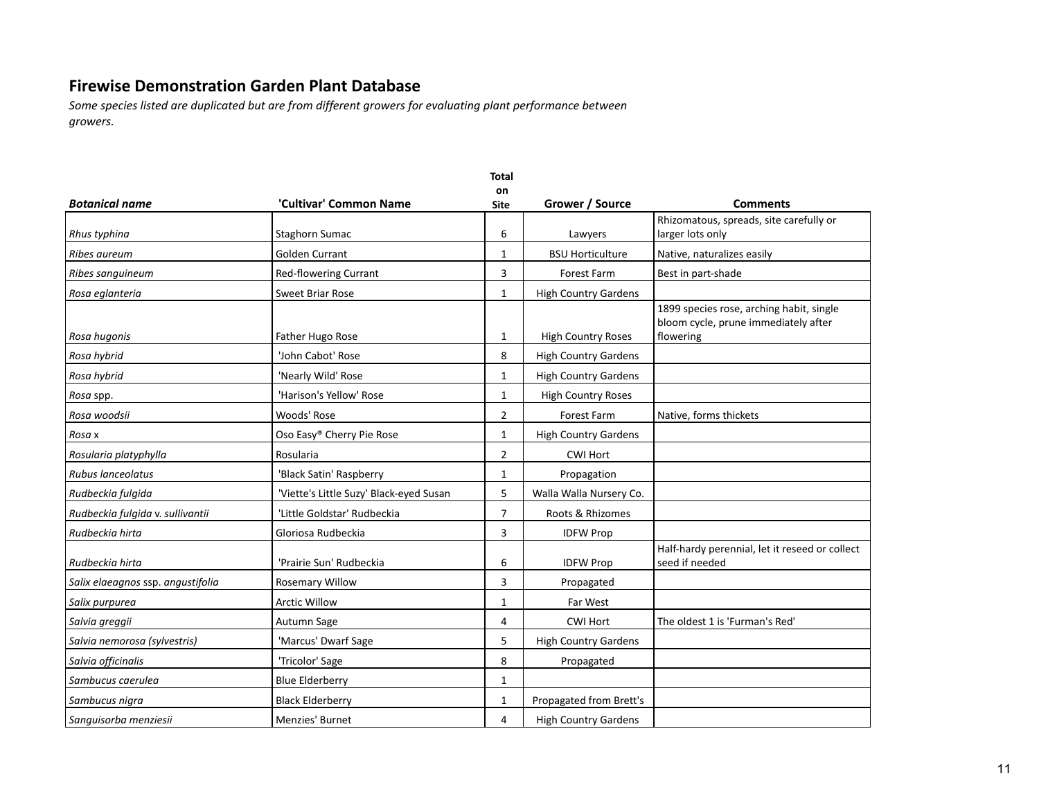## Firewise Demonstration Garden Plant Database

*Some species listed are duplicated but are from different growers for evaluating plant performance between growers.*

| *Botanical name* | 'Cultivar' Common Name | Total on Site | Grower / Source | Comments |
|---|---|---|---|---|
| *Rhus typhina* | Staghorn Sumac | 6 | Lawyers | Rhizomatous, spreads, site carefully or larger lots only |
| *Ribes aureum* | Golden Currant | 1 | BSU Horticulture | Native, naturalizes easily |
| *Ribes sanguineum* | Red-flowering Currant | 3 | Forest Farm | Best in part-shade |
| *Rosa eglanteria* | Sweet Briar Rose | 1 | High Country Gardens | |
| *Rosa hugonis* | Father Hugo Rose | 1 | High Country Roses | 1899 species rose, arching habit, single bloom cycle, prune immediately after flowering |
| *Rosa hybrid* | 'John Cabot' Rose | 8 | High Country Gardens | |
| *Rosa hybrid* | 'Nearly Wild' Rose | 1 | High Country Gardens | |
| *Rosa* spp. | 'Harison's Yellow' Rose | 1 | High Country Roses | |
| *Rosa woodsii* | Woods' Rose | 2 | Forest Farm | Native, forms thickets |
| *Rosa* x | Oso Easy® Cherry Pie Rose | 1 | High Country Gardens | |
| *Rosularia platyphylla* | Rosularia | 2 | CWI Hort | |
| *Rubus lanceolatus* | 'Black Satin' Raspberry | 1 | Propagation | |
| *Rudbeckia fulgida* | 'Viette's Little Suzy' Black-eyed Susan | 5 | Walla Walla Nursery Co. | |
| *Rudbeckia fulgida* v. *sullivantii* | 'Little Goldstar' Rudbeckia | 7 | Roots & Rhizomes | |
| *Rudbeckia hirta* | Gloriosa Rudbeckia | 3 | IDFW Prop | |
| *Rudbeckia hirta* | 'Prairie Sun' Rudbeckia | 6 | IDFW Prop | Half-hardy perennial, let it reseed or collect seed if needed |
| *Salix elaeagnos* ssp. *angustifolia* | Rosemary Willow | 3 | Propagated | |
| *Salix purpurea* | Arctic Willow | 1 | Far West | |
| *Salvia greggii* | Autumn Sage | 4 | CWI Hort | The oldest 1 is 'Furman's Red' |
| *Salvia nemorosa (sylvestris)* | 'Marcus' Dwarf Sage | 5 | High Country Gardens | |
| *Salvia officinalis* | 'Tricolor' Sage | 8 | Propagated | |
| *Sambucus caerulea* | Blue Elderberry | 1 | | |
| *Sambucus nigra* | Black Elderberry | 1 | Propagated from Brett's | |
| *Sanguisorba menziesii* | Menzies' Burnet | 4 | High Country Gardens | |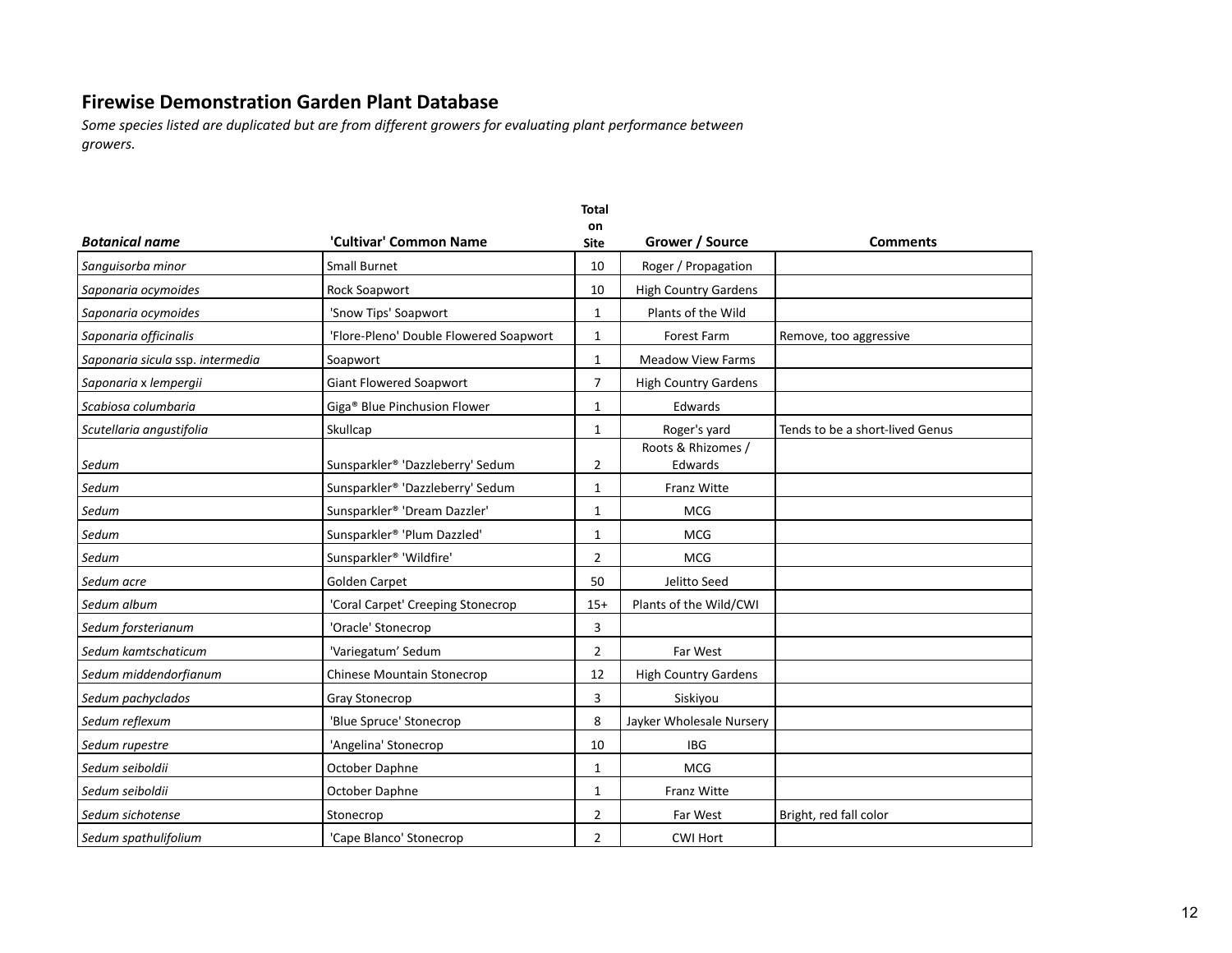## Firewise Demonstration Garden Plant Database

*Some species listed are duplicated but are from different growers for evaluating plant performance between growers.*

| ***Botanical name*** | **'Cultivar' Common Name** | **Total on Site** | **Grower / Source** | **Comments** |
|---|---|---|---|---|
| *Sanguisorba minor* | Small Burnet | 10 | Roger / Propagation | |
| *Saponaria ocymoides* | Rock Soapwort | 10 | High Country Gardens | |
| *Saponaria ocymoides* | 'Snow Tips' Soapwort | 1 | Plants of the Wild | |
| *Saponaria officinalis* | 'Flore-Pleno' Double Flowered Soapwort | 1 | Forest Farm | Remove, too aggressive |
| *Saponaria sicula ssp. intermedia* | Soapwort | 1 | Meadow View Farms | |
| *Saponaria* x *lempergii* | Giant Flowered Soapwort | 7 | High Country Gardens | |
| *Scabiosa columbaria* | Giga® Blue Pinchusion Flower | 1 | Edwards | |
| *Scutellaria angustifolia* | Skullcap | 1 | Roger's yard | Tends to be a short-lived Genus |
| *Sedum* | Sunsparkler® 'Dazzleberry' Sedum | 2 | Roots & Rhizomes / Edwards | |
| *Sedum* | Sunsparkler® 'Dazzleberry' Sedum | 1 | Franz Witte | |
| *Sedum* | Sunsparkler® 'Dream Dazzler' | 1 | MCG | |
| *Sedum* | Sunsparkler® 'Plum Dazzled' | 1 | MCG | |
| *Sedum* | Sunsparkler® 'Wildfire' | 2 | MCG | |
| *Sedum acre* | Golden Carpet | 50 | Jelitto Seed | |
| *Sedum album* | 'Coral Carpet' Creeping Stonecrop | 15+ | Plants of the Wild/CWI | |
| *Sedum forsterianum* | 'Oracle' Stonecrop | 3 | | |
| *Sedum kamtschaticum* | 'Variegatum' Sedum | 2 | Far West | |
| *Sedum middendorfianum* | Chinese Mountain Stonecrop | 12 | High Country Gardens | |
| *Sedum pachyclados* | Gray Stonecrop | 3 | Siskiyou | |
| *Sedum reflexum* | 'Blue Spruce' Stonecrop | 8 | Jayker Wholesale Nursery | |
| *Sedum rupestre* | 'Angelina' Stonecrop | 10 | IBG | |
| *Sedum seiboldii* | October Daphne | 1 | MCG | |
| *Sedum seiboldii* | October Daphne | 1 | Franz Witte | |
| *Sedum sichotense* | Stonecrop | 2 | Far West | Bright, red fall color |
| *Sedum spathulifolium* | 'Cape Blanco' Stonecrop | 2 | CWI Hort | |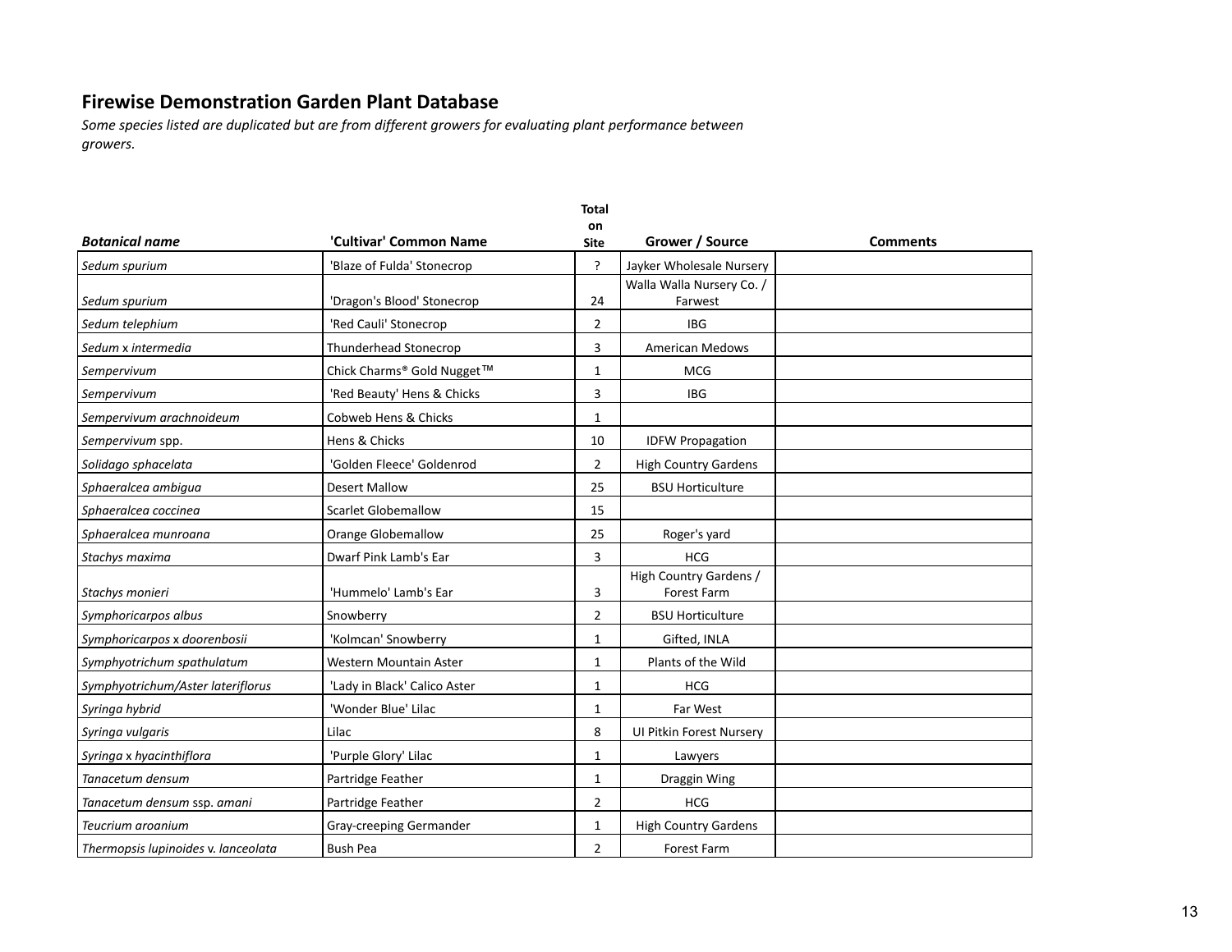## Firewise Demonstration Garden Plant Database

*Some species listed are duplicated but are from different growers for evaluating plant performance between growers.*

| ***Botanical name*** | **'Cultivar' Common Name** | **Total on Site** | **Grower / Source** | **Comments** |
|---|---|---|---|---|
| *Sedum spurium* | 'Blaze of Fulda' Stonecrop | ? | Jayker Wholesale Nursery | |
| *Sedum spurium* | 'Dragon's Blood' Stonecrop | 24 | Walla Walla Nursery Co. / Farwest | |
| *Sedum telephium* | 'Red Cauli' Stonecrop | 2 | IBG | |
| *Sedum* x *intermedia* | Thunderhead Stonecrop | 3 | American Medows | |
| *Sempervivum* | Chick Charms® Gold Nugget™ | 1 | MCG | |
| *Sempervivum* | 'Red Beauty' Hens & Chicks | 3 | IBG | |
| *Sempervivum arachnoideum* | Cobweb Hens & Chicks | 1 | | |
| *Sempervivum* spp. | Hens & Chicks | 10 | IDFW Propagation | |
| *Solidago sphacelata* | 'Golden Fleece' Goldenrod | 2 | High Country Gardens | |
| *Sphaeralcea ambigua* | Desert Mallow | 25 | BSU Horticulture | |
| *Sphaeralcea coccinea* | Scarlet Globemallow | 15 | | |
| *Sphaeralcea munroana* | Orange Globemallow | 25 | Roger's yard | |
| *Stachys maxima* | Dwarf Pink Lamb's Ear | 3 | HCG | |
| *Stachys monieri* | 'Hummelo' Lamb's Ear | 3 | High Country Gardens / Forest Farm | |
| *Symphoricarpos albus* | Snowberry | 2 | BSU Horticulture | |
| *Symphoricarpos* x *doorenbosii* | 'Kolmcan' Snowberry | 1 | Gifted, INLA | |
| *Symphyotrichum spathulatum* | Western Mountain Aster | 1 | Plants of the Wild | |
| *Symphyotrichum/Aster lateriflorus* | 'Lady in Black' Calico Aster | 1 | HCG | |
| *Syringa hybrid* | 'Wonder Blue' Lilac | 1 | Far West | |
| *Syringa vulgaris* | Lilac | 8 | UI Pitkin Forest Nursery | |
| *Syringa* x *hyacinthiflora* | 'Purple Glory' Lilac | 1 | Lawyers | |
| *Tanacetum densum* | Partridge Feather | 1 | Draggin Wing | |
| *Tanacetum densum* ssp. *amani* | Partridge Feather | 2 | HCG | |
| *Teucrium aroanium* | Gray-creeping Germander | 1 | High Country Gardens | |
| *Thermopsis lupinoides* v. *lanceolata* | Bush Pea | 2 | Forest Farm | |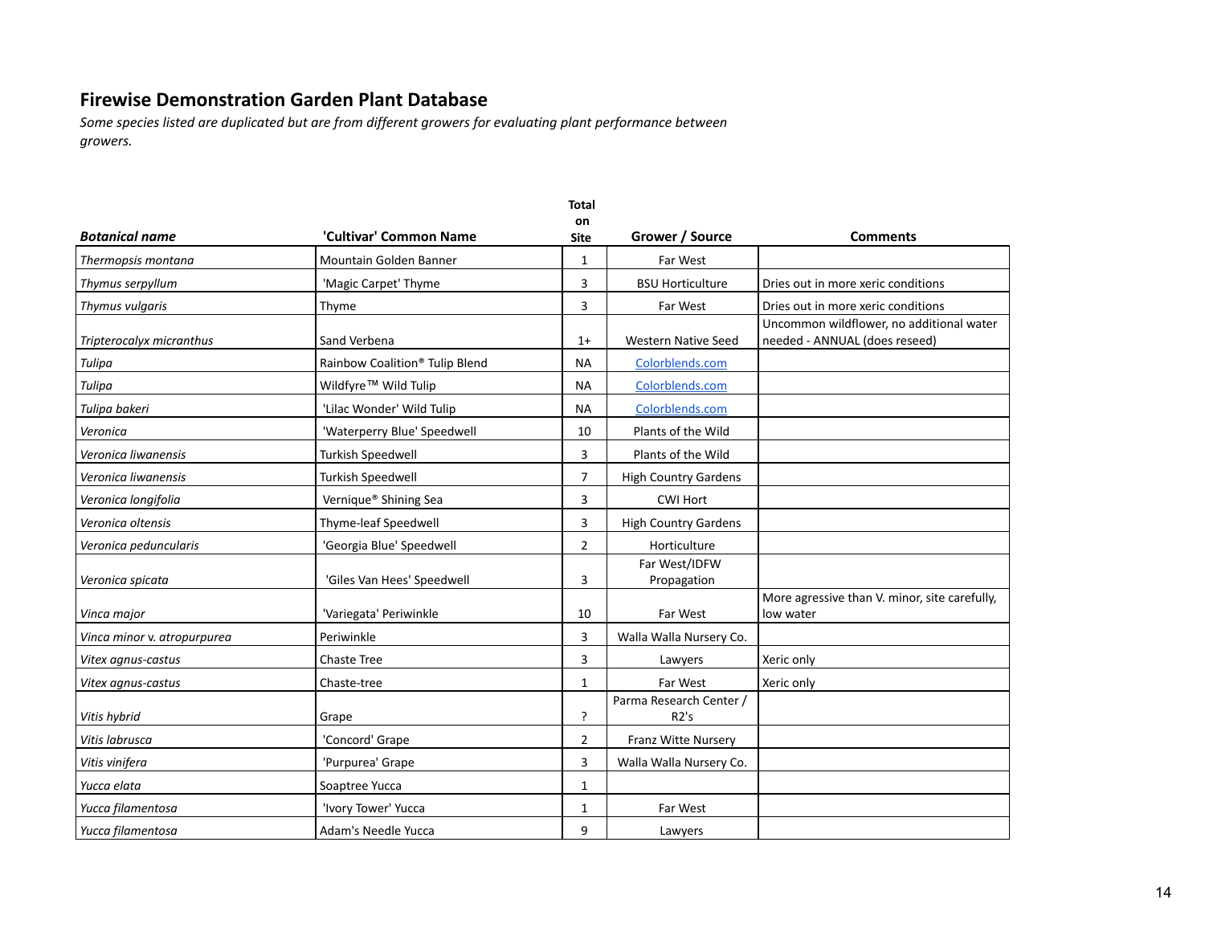## Firewise Demonstration Garden Plant Database

*Some species listed are duplicated but are from different growers for evaluating plant performance between growers.*

| *Botanical name* | 'Cultivar' Common Name | Total on Site | Grower / Source | Comments |
|---|---|---|---|---|
| *Thermopsis montana* | Mountain Golden Banner | 1 | Far West | |
| *Thymus serpyllum* | 'Magic Carpet' Thyme | 3 | BSU Horticulture | Dries out in more xeric conditions |
| *Thymus vulgaris* | Thyme | 3 | Far West | Dries out in more xeric conditions |
| *Tripterocalyx micranthus* | Sand Verbena | 1+ | Western Native Seed | Uncommon wildflower, no additional water needed - ANNUAL (does reseed) |
| *Tulipa* | Rainbow Coalition® Tulip Blend | NA | Colorblends.com | |
| *Tulipa* | Wildfyre™ Wild Tulip | NA | Colorblends.com | |
| *Tulipa bakeri* | 'Lilac Wonder' Wild Tulip | NA | Colorblends.com | |
| *Veronica* | 'Waterperry Blue' Speedwell | 10 | Plants of the Wild | |
| *Veronica liwanensis* | Turkish Speedwell | 3 | Plants of the Wild | |
| *Veronica liwanensis* | Turkish Speedwell | 7 | High Country Gardens | |
| *Veronica longifolia* | Vernique® Shining Sea | 3 | CWI Hort | |
| *Veronica oltensis* | Thyme-leaf Speedwell | 3 | High Country Gardens | |
| *Veronica peduncularis* | 'Georgia Blue' Speedwell | 2 | Horticulture | |
| *Veronica spicata* | 'Giles Van Hees' Speedwell | 3 | Far West/IDFW Propagation | |
| *Vinca major* | 'Variegata' Periwinkle | 10 | Far West | More agressive than V. minor, site carefully, low water |
| *Vinca minor* v. *atropurpurea* | Periwinkle | 3 | Walla Walla Nursery Co. | |
| *Vitex agnus-castus* | Chaste Tree | 3 | Lawyers | Xeric only |
| *Vitex agnus-castus* | Chaste-tree | 1 | Far West | Xeric only |
| *Vitis hybrid* | Grape | ? | Parma Research Center / R2's | |
| *Vitis labrusca* | 'Concord' Grape | 2 | Franz Witte Nursery | |
| *Vitis vinifera* | 'Purpurea' Grape | 3 | Walla Walla Nursery Co. | |
| *Yucca elata* | Soaptree Yucca | 1 | | |
| *Yucca filamentosa* | 'Ivory Tower' Yucca | 1 | Far West | |
| *Yucca filamentosa* | Adam's Needle Yucca | 9 | Lawyers | |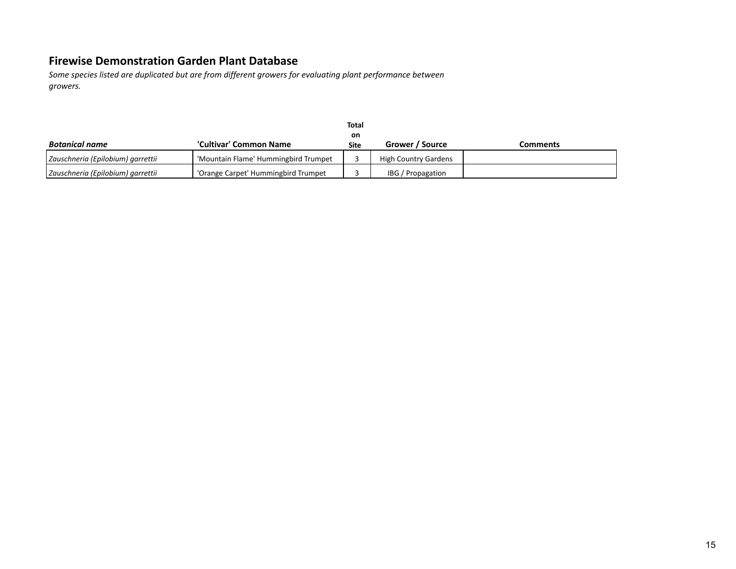**Firewise Demonstration Garden Plant Database**

*Some species listed are duplicated but are from different growers for evaluating plant performance between growers.*

| ***Botanical name*** | **'Cultivar' Common Name** | **Total on Site** | **Grower / Source** | **Comments** |
|---|---|---|---|---|
| *Zauschneria (Epilobium) garrettii* | 'Mountain Flame' Hummingbird Trumpet | 3 | High Country Gardens | |
| *Zauschneria (Epilobium) garrettii* | 'Orange Carpet' Hummingbird Trumpet | 3 | IBG / Propagation | |